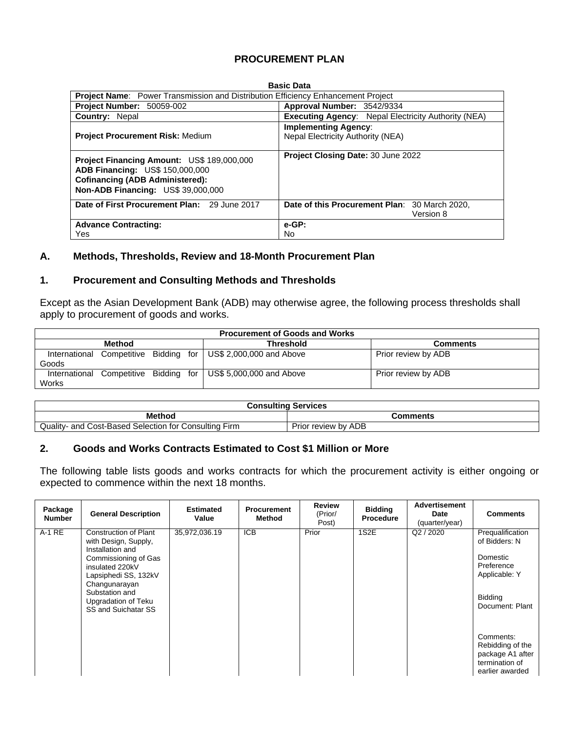# PROCUREMENT PLAN

| Basic Data | |
|---|---|
| **Project Name**: Power Transmission and Distribution Efficiency Enhancement Project | |
| **Project Number:** 50059-002 | **Approval Number:** 3542/9334 |
| **Country:** Nepal | **Executing Agency**: Nepal Electricity Authority (NEA) |
| **Project Procurement Risk:** Medium | **Implementing Agency**: Nepal Electricity Authority (NEA) |
| **Project Financing Amount:** US$ 189,000,000<br>**ADB Financing:** US$ 150,000,000<br>**Cofinancing (ADB Administered):**<br>**Non-ADB Financing:** US$ 39,000,000 | **Project Closing Date:** 30 June 2022 |
| **Date of First Procurement Plan:** 29 June 2017 | **Date of this Procurement Plan**: 30 March 2020, Version 8 |
| **Advance Contracting:**<br>Yes | **e-GP:**<br>No |

## A. Methods, Thresholds, Review and 18-Month Procurement Plan

### 1. Procurement and Consulting Methods and Thresholds

Except as the Asian Development Bank (ADB) may otherwise agree, the following process thresholds shall apply to procurement of goods and works.

| Procurement of Goods and Works | | |
|---|---|---|
| **Method** | **Threshold** | **Comments** |
| International Competitive Bidding for Goods | US$ 2,000,000 and Above | Prior review by ADB |
| International Competitive Bidding for Works | US$ 5,000,000 and Above | Prior review by ADB |

| Consulting Services | |
|---|---|
| **Method** | **Comments** |
| Quality- and Cost-Based Selection for Consulting Firm | Prior review by ADB |

### 2. Goods and Works Contracts Estimated to Cost $1 Million or More

The following table lists goods and works contracts for which the procurement activity is either ongoing or expected to commence within the next 18 months.

| Package Number | General Description | Estimated Value | Procurement Method | Review (Prior/ Post) | Bidding Procedure | Advertisement Date (quarter/year) | Comments |
|---|---|---|---|---|---|---|---|
| A-1 RE | Construction of Plant with Design, Supply, Installation and Commissioning of Gas insulated 220kV Lapsiphedi SS, 132kV Changunarayan Substation and Upgradation of Teku SS and Suichatar SS | 35,972,036.19 | ICB | Prior | 1S2E | Q2 / 2020 | Prequalification of Bidders: N<br><br>Domestic Preference Applicable: Y<br><br>Bidding Document: Plant<br><br>Comments: Rebidding of the package A1 after termination of earlier awarded |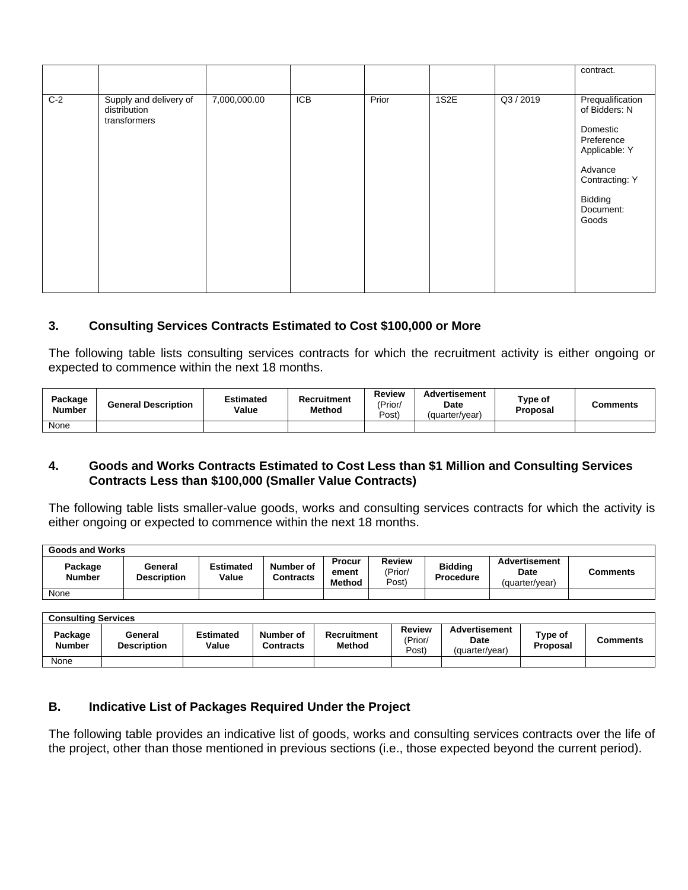| | | | | | | | contract. |
|---|---|---|---|---|---|---|---|
| C-2 | Supply and delivery of distribution transformers | 7,000,000.00 | ICB | Prior | 1S2E | Q3 / 2019 | Prequalification of Bidders: N<br><br>Domestic Preference Applicable: Y<br><br>Advance Contracting: Y<br><br>Bidding Document: Goods |

### 3. Consulting Services Contracts Estimated to Cost $100,000 or More

The following table lists consulting services contracts for which the recruitment activity is either ongoing or expected to commence within the next 18 months.

| Package Number | General Description | Estimated Value | Recruitment Method | Review (Prior/ Post) | Advertisement Date (quarter/year) | Type of Proposal | Comments |
|---|---|---|---|---|---|---|---|
| None | | | | | | | |

### 4. Goods and Works Contracts Estimated to Cost Less than $1 Million and Consulting Services Contracts Less than $100,000 (Smaller Value Contracts)

The following table lists smaller-value goods, works and consulting services contracts for which the activity is either ongoing or expected to commence within the next 18 months.

| **Goods and Works** | | | | | | | | |
|---|---|---|---|---|---|---|---|---|
| **Package Number** | **General Description** | **Estimated Value** | **Number of Contracts** | **Procurement Method** | **Review (Prior/ Post)** | **Bidding Procedure** | **Advertisement Date (quarter/year)** | **Comments** |
| None | | | | | | | | |

| **Consulting Services** | | | | | | | | |
|---|---|---|---|---|---|---|---|---|
| **Package Number** | **General Description** | **Estimated Value** | **Number of Contracts** | **Recruitment Method** | **Review (Prior/ Post)** | **Advertisement Date (quarter/year)** | **Type of Proposal** | **Comments** |
| None | | | | | | | | |

## B. Indicative List of Packages Required Under the Project

The following table provides an indicative list of goods, works and consulting services contracts over the life of the project, other than those mentioned in previous sections (i.e., those expected beyond the current period).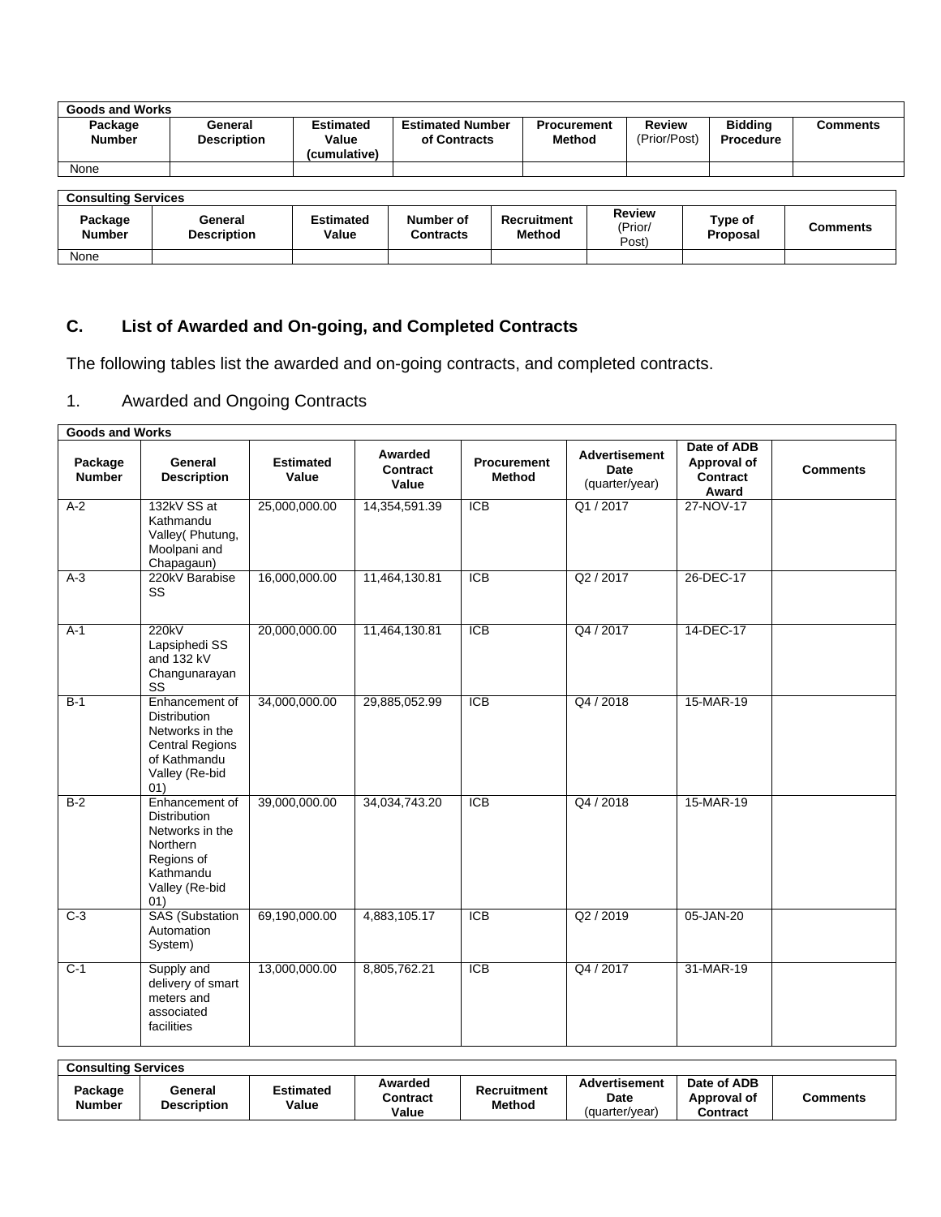| Goods and Works | | | | | | | |
|---|---|---|---|---|---|---|---|
| Package Number | General Description | Estimated Value (cumulative) | Estimated Number of Contracts | Procurement Method | Review (Prior/Post) | Bidding Procedure | Comments |
| None | | | | | | | |

| Consulting Services | | | | | | | |
|---|---|---|---|---|---|---|---|
| Package Number | General Description | Estimated Value | Number of Contracts | Recruitment Method | Review (Prior/ Post) | Type of Proposal | Comments |
| None | | | | | | | |

## C. List of Awarded and On-going, and Completed Contracts

The following tables list the awarded and on-going contracts, and completed contracts.

### 1. Awarded and Ongoing Contracts

| Goods and Works | | | | | | | |
|---|---|---|---|---|---|---|---|
| Package Number | General Description | Estimated Value | Awarded Contract Value | Procurement Method | Advertisement Date (quarter/year) | Date of ADB Approval of Contract Award | Comments |
| A-2 | 132kV SS at Kathmandu Valley( Phutung, Moolpani and Chapagaun) | 25,000,000.00 | 14,354,591.39 | ICB | Q1 / 2017 | 27-NOV-17 | |
| A-3 | 220kV Barabise SS | 16,000,000.00 | 11,464,130.81 | ICB | Q2 / 2017 | 26-DEC-17 | |
| A-1 | 220kV Lapsiphedi SS and 132 kV Changunarayan SS | 20,000,000.00 | 11,464,130.81 | ICB | Q4 / 2017 | 14-DEC-17 | |
| B-1 | Enhancement of Distribution Networks in the Central Regions of Kathmandu Valley (Re-bid 01) | 34,000,000.00 | 29,885,052.99 | ICB | Q4 / 2018 | 15-MAR-19 | |
| B-2 | Enhancement of Distribution Networks in the Northern Regions of Kathmandu Valley (Re-bid 01) | 39,000,000.00 | 34,034,743.20 | ICB | Q4 / 2018 | 15-MAR-19 | |
| C-3 | SAS (Substation Automation System) | 69,190,000.00 | 4,883,105.17 | ICB | Q2 / 2019 | 05-JAN-20 | |
| C-1 | Supply and delivery of smart meters and associated facilities | 13,000,000.00 | 8,805,762.21 | ICB | Q4 / 2017 | 31-MAR-19 | |

| Consulting Services | | | | | | | |
|---|---|---|---|---|---|---|---|
| Package Number | General Description | Estimated Value | Awarded Contract Value | Recruitment Method | Advertisement Date (quarter/year) | Date of ADB Approval of Contract | Comments |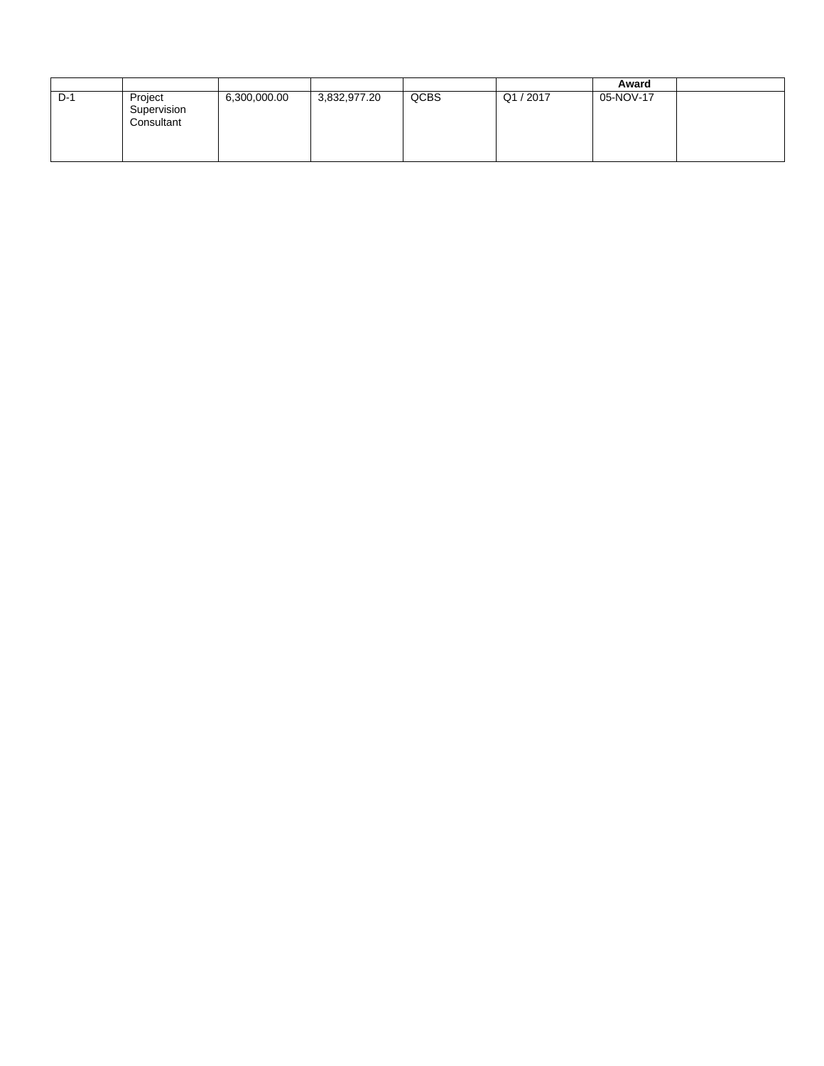| | | | | | | | |
|---|---|---|---|---|---|---|---|
| | | | | | | **Award** | |
| D-1 | Project Supervision Consultant | 6,300,000.00 | 3,832,977.20 | QCBS | Q1 / 2017 | 05-NOV-17 | |